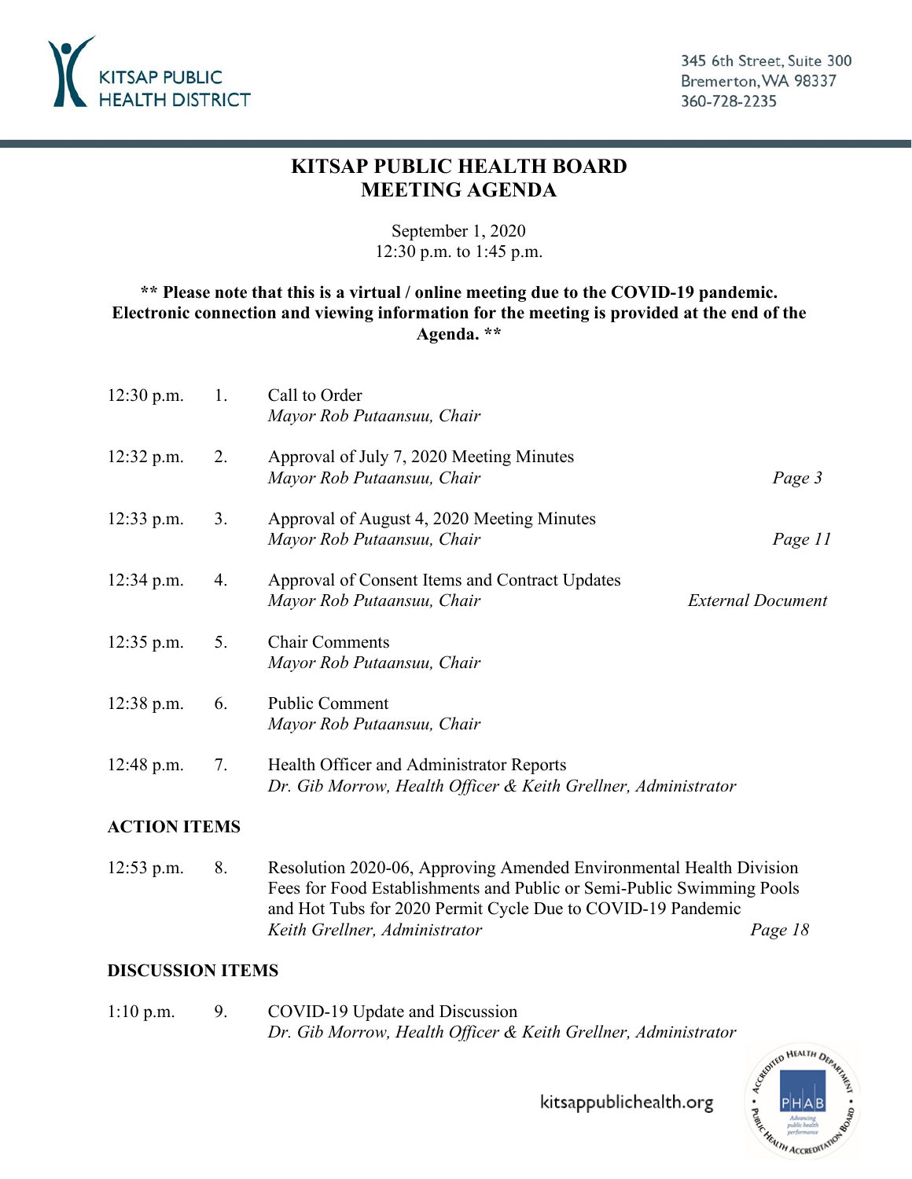KITSAP PUBLIC HEALTH DISTRICT

345 6th Street, Suite 300
Bremerton, WA 98337
360-728-2235

# KITSAP PUBLIC HEALTH BOARD
# MEETING AGENDA

September 1, 2020
12:30 p.m. to 1:45 p.m.

**\*\* Please note that this is a virtual / online meeting due to the COVID-19 pandemic. Electronic connection and viewing information for the meeting is provided at the end of the Agenda. \*\***

| | | | |
|---|---|---|---|
| 12:30 p.m. | 1. | Call to Order<br>*Mayor Rob Putaansuu, Chair* | |
| 12:32 p.m. | 2. | Approval of July 7, 2020 Meeting Minutes<br>*Mayor Rob Putaansuu, Chair* | *Page 3* |
| 12:33 p.m. | 3. | Approval of August 4, 2020 Meeting Minutes<br>*Mayor Rob Putaansuu, Chair* | *Page 11* |
| 12:34 p.m. | 4. | Approval of Consent Items and Contract Updates<br>*Mayor Rob Putaansuu, Chair* | *External Document* |
| 12:35 p.m. | 5. | Chair Comments<br>*Mayor Rob Putaansuu, Chair* | |
| 12:38 p.m. | 6. | Public Comment<br>*Mayor Rob Putaansuu, Chair* | |
| 12:48 p.m. | 7. | Health Officer and Administrator Reports<br>*Dr. Gib Morrow, Health Officer & Keith Grellner, Administrator* | |

**ACTION ITEMS**

| | | | |
|---|---|---|---|
| 12:53 p.m. | 8. | Resolution 2020-06, Approving Amended Environmental Health Division Fees for Food Establishments and Public or Semi-Public Swimming Pools and Hot Tubs for 2020 Permit Cycle Due to COVID-19 Pandemic<br>*Keith Grellner, Administrator* | *Page 18* |

**DISCUSSION ITEMS**

| | | | |
|---|---|---|---|
| 1:10 p.m. | 9. | COVID-19 Update and Discussion<br>*Dr. Gib Morrow, Health Officer & Keith Grellner, Administrator* | |

kitsappublichealth.org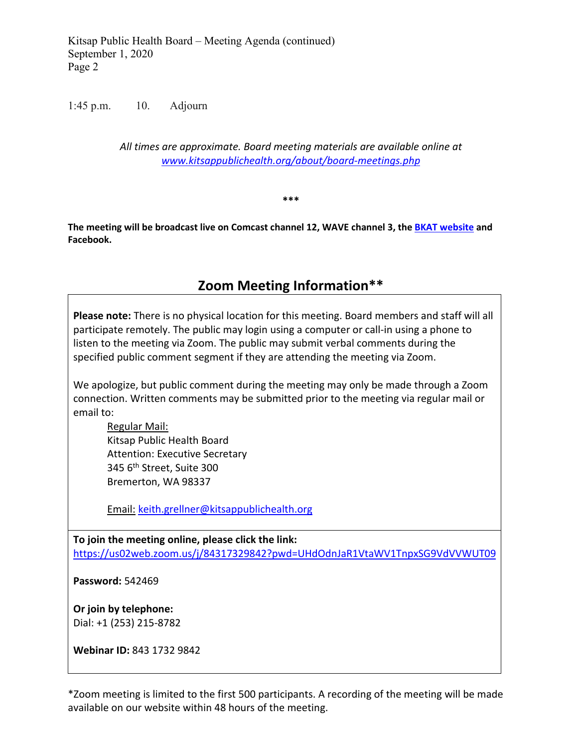1:45 p.m. 10. Adjourn

*All times are approximate. Board meeting materials are available online at [www.kitsappublichealth.org/about/board-meetings.php](www.kitsappublichealth.org/about/board-meetings.php)*

***

**The meeting will be broadcast live on Comcast channel 12, WAVE channel 3, the BKAT website and Facebook.**

## Zoom Meeting Information**

**Please note:** There is no physical location for this meeting. Board members and staff will all participate remotely. The public may login using a computer or call-in using a phone to listen to the meeting via Zoom. The public may submit verbal comments during the specified public comment segment if they are attending the meeting via Zoom.

We apologize, but public comment during the meeting may only be made through a Zoom connection. Written comments may be submitted prior to the meeting via regular mail or email to:

Regular Mail:
Kitsap Public Health Board
Attention: Executive Secretary
345 6th Street, Suite 300
Bremerton, WA 98337

Email: keith.grellner@kitsappublichealth.org

**To join the meeting online, please click the link:**
https://us02web.zoom.us/j/84317329842?pwd=UHdOdnJaR1VtaWV1TnpxSG9VdVVWUT09

**Password:** 542469

**Or join by telephone:**
Dial: +1 (253) 215-8782

**Webinar ID:** 843 1732 9842

*Zoom meeting is limited to the first 500 participants. A recording of the meeting will be made available on our website within 48 hours of the meeting.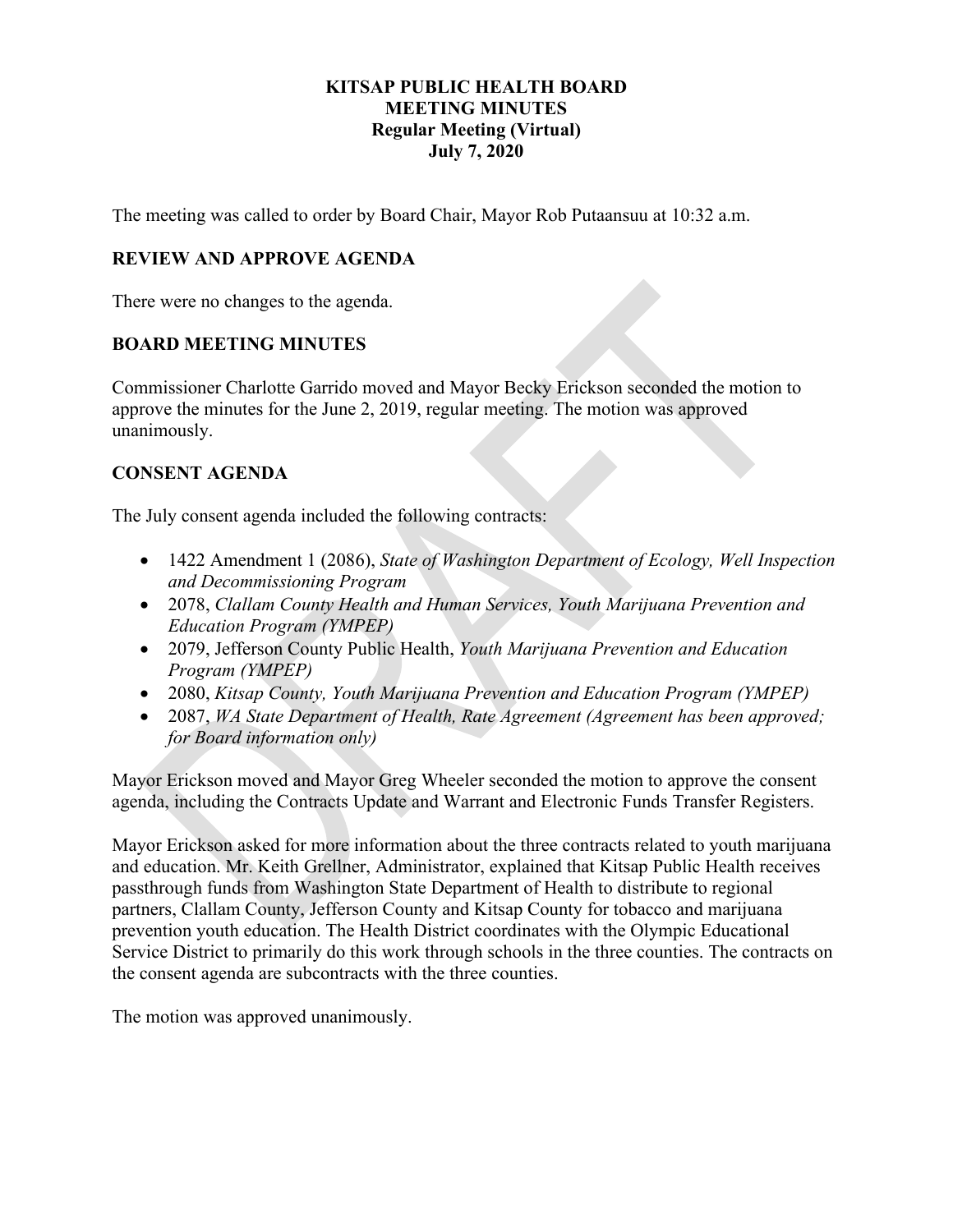**KITSAP PUBLIC HEALTH BOARD**
**MEETING MINUTES**
**Regular Meeting (Virtual)**
**July 7, 2020**

The meeting was called to order by Board Chair, Mayor Rob Putaansuu at 10:32 a.m.

## REVIEW AND APPROVE AGENDA

There were no changes to the agenda.

## BOARD MEETING MINUTES

Commissioner Charlotte Garrido moved and Mayor Becky Erickson seconded the motion to approve the minutes for the June 2, 2019, regular meeting. The motion was approved unanimously.

## CONSENT AGENDA

The July consent agenda included the following contracts:

- 1422 Amendment 1 (2086), *State of Washington Department of Ecology, Well Inspection and Decommissioning Program*
- 2078, *Clallam County Health and Human Services, Youth Marijuana Prevention and Education Program (YMPEP)*
- 2079, Jefferson County Public Health, *Youth Marijuana Prevention and Education Program (YMPEP)*
- 2080, *Kitsap County, Youth Marijuana Prevention and Education Program (YMPEP)*
- 2087, *WA State Department of Health, Rate Agreement (Agreement has been approved; for Board information only)*

Mayor Erickson moved and Mayor Greg Wheeler seconded the motion to approve the consent agenda, including the Contracts Update and Warrant and Electronic Funds Transfer Registers.

Mayor Erickson asked for more information about the three contracts related to youth marijuana and education. Mr. Keith Grellner, Administrator, explained that Kitsap Public Health receives passthrough funds from Washington State Department of Health to distribute to regional partners, Clallam County, Jefferson County and Kitsap County for tobacco and marijuana prevention youth education. The Health District coordinates with the Olympic Educational Service District to primarily do this work through schools in the three counties. The contracts on the consent agenda are subcontracts with the three counties.

The motion was approved unanimously.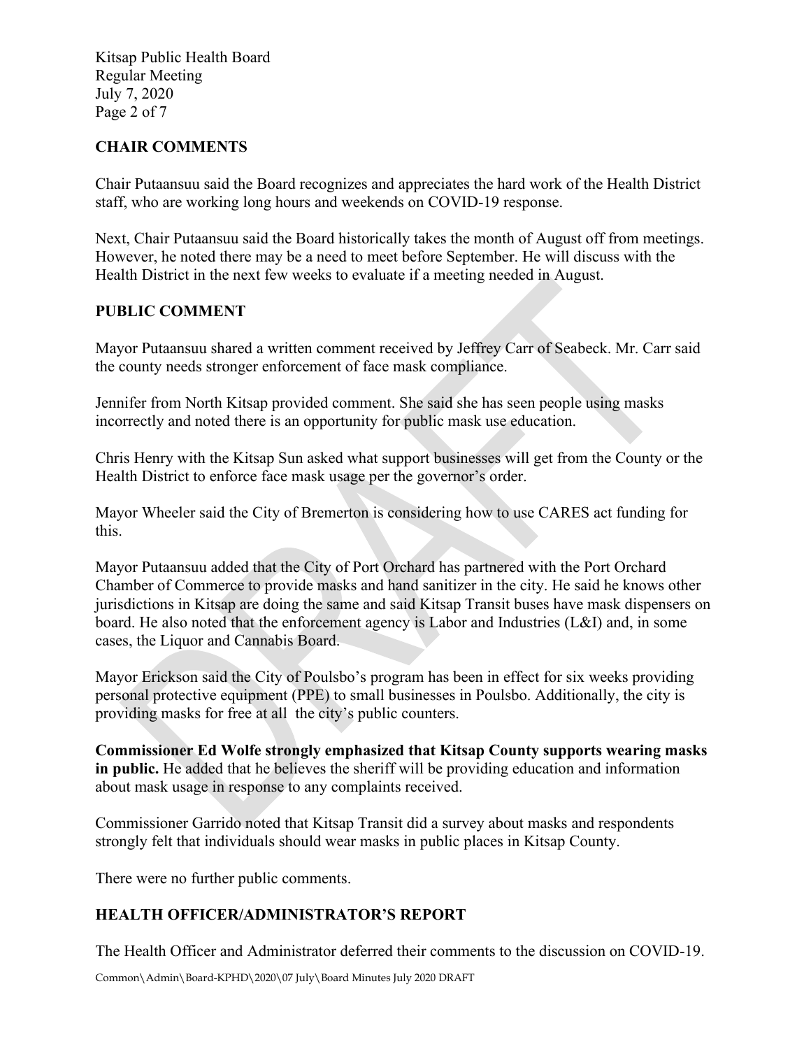## CHAIR COMMENTS

Chair Putaansuu said the Board recognizes and appreciates the hard work of the Health District staff, who are working long hours and weekends on COVID-19 response.

Next, Chair Putaansuu said the Board historically takes the month of August off from meetings. However, he noted there may be a need to meet before September. He will discuss with the Health District in the next few weeks to evaluate if a meeting needed in August.

## PUBLIC COMMENT

Mayor Putaansuu shared a written comment received by Jeffrey Carr of Seabeck. Mr. Carr said the county needs stronger enforcement of face mask compliance.

Jennifer from North Kitsap provided comment. She said she has seen people using masks incorrectly and noted there is an opportunity for public mask use education.

Chris Henry with the Kitsap Sun asked what support businesses will get from the County or the Health District to enforce face mask usage per the governor's order.

Mayor Wheeler said the City of Bremerton is considering how to use CARES act funding for this.

Mayor Putaansuu added that the City of Port Orchard has partnered with the Port Orchard Chamber of Commerce to provide masks and hand sanitizer in the city. He said he knows other jurisdictions in Kitsap are doing the same and said Kitsap Transit buses have mask dispensers on board. He also noted that the enforcement agency is Labor and Industries (L&I) and, in some cases, the Liquor and Cannabis Board.

Mayor Erickson said the City of Poulsbo's program has been in effect for six weeks providing personal protective equipment (PPE) to small businesses in Poulsbo. Additionally, the city is providing masks for free at all the city's public counters.

**Commissioner Ed Wolfe strongly emphasized that Kitsap County supports wearing masks in public.** He added that he believes the sheriff will be providing education and information about mask usage in response to any complaints received.

Commissioner Garrido noted that Kitsap Transit did a survey about masks and respondents strongly felt that individuals should wear masks in public places in Kitsap County.

There were no further public comments.

## HEALTH OFFICER/ADMINISTRATOR'S REPORT

The Health Officer and Administrator deferred their comments to the discussion on COVID-19.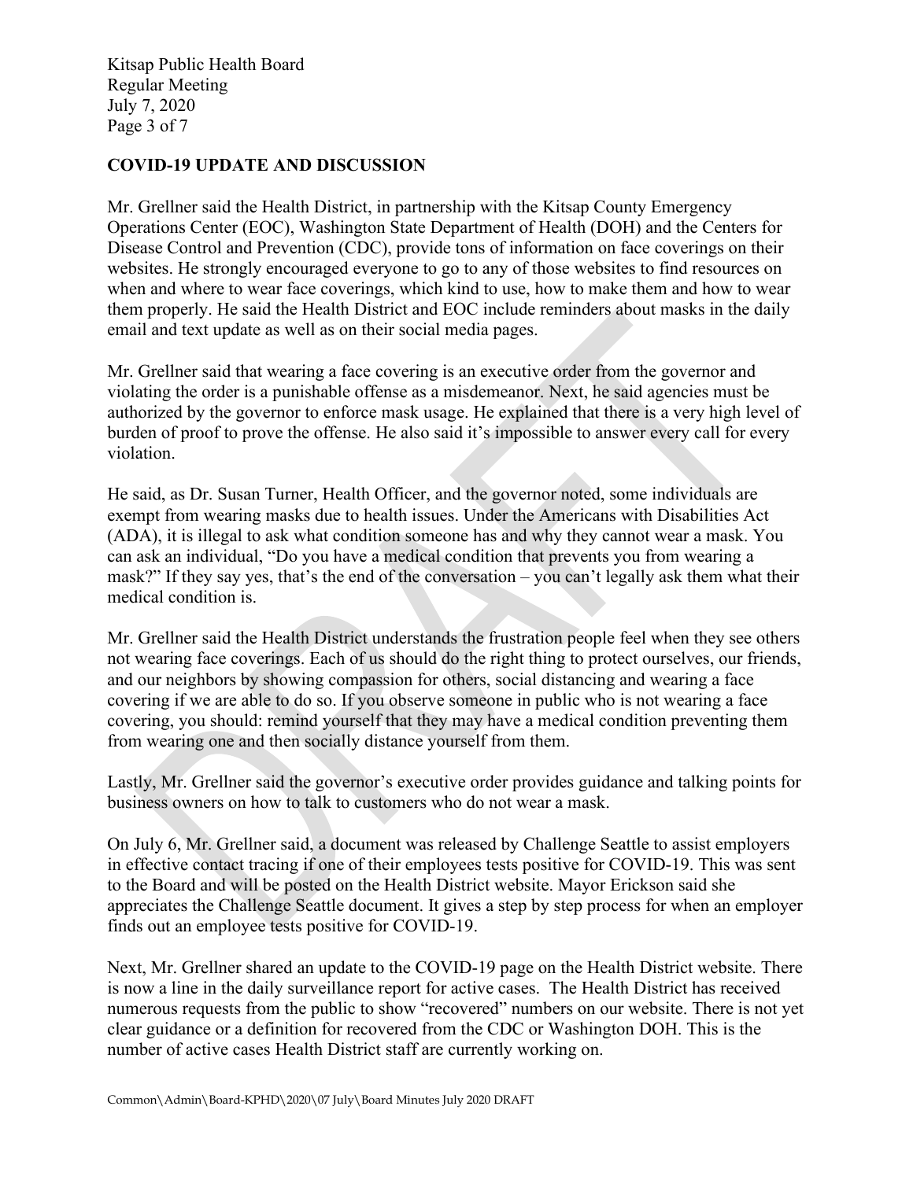## COVID-19 UPDATE AND DISCUSSION

Mr. Grellner said the Health District, in partnership with the Kitsap County Emergency Operations Center (EOC), Washington State Department of Health (DOH) and the Centers for Disease Control and Prevention (CDC), provide tons of information on face coverings on their websites. He strongly encouraged everyone to go to any of those websites to find resources on when and where to wear face coverings, which kind to use, how to make them and how to wear them properly. He said the Health District and EOC include reminders about masks in the daily email and text update as well as on their social media pages.

Mr. Grellner said that wearing a face covering is an executive order from the governor and violating the order is a punishable offense as a misdemeanor. Next, he said agencies must be authorized by the governor to enforce mask usage. He explained that there is a very high level of burden of proof to prove the offense. He also said it's impossible to answer every call for every violation.

He said, as Dr. Susan Turner, Health Officer, and the governor noted, some individuals are exempt from wearing masks due to health issues. Under the Americans with Disabilities Act (ADA), it is illegal to ask what condition someone has and why they cannot wear a mask. You can ask an individual, "Do you have a medical condition that prevents you from wearing a mask?" If they say yes, that's the end of the conversation – you can't legally ask them what their medical condition is.

Mr. Grellner said the Health District understands the frustration people feel when they see others not wearing face coverings. Each of us should do the right thing to protect ourselves, our friends, and our neighbors by showing compassion for others, social distancing and wearing a face covering if we are able to do so. If you observe someone in public who is not wearing a face covering, you should: remind yourself that they may have a medical condition preventing them from wearing one and then socially distance yourself from them.

Lastly, Mr. Grellner said the governor's executive order provides guidance and talking points for business owners on how to talk to customers who do not wear a mask.

On July 6, Mr. Grellner said, a document was released by Challenge Seattle to assist employers in effective contact tracing if one of their employees tests positive for COVID-19. This was sent to the Board and will be posted on the Health District website. Mayor Erickson said she appreciates the Challenge Seattle document. It gives a step by step process for when an employer finds out an employee tests positive for COVID-19.

Next, Mr. Grellner shared an update to the COVID-19 page on the Health District website. There is now a line in the daily surveillance report for active cases. The Health District has received numerous requests from the public to show "recovered" numbers on our website. There is not yet clear guidance or a definition for recovered from the CDC or Washington DOH. This is the number of active cases Health District staff are currently working on.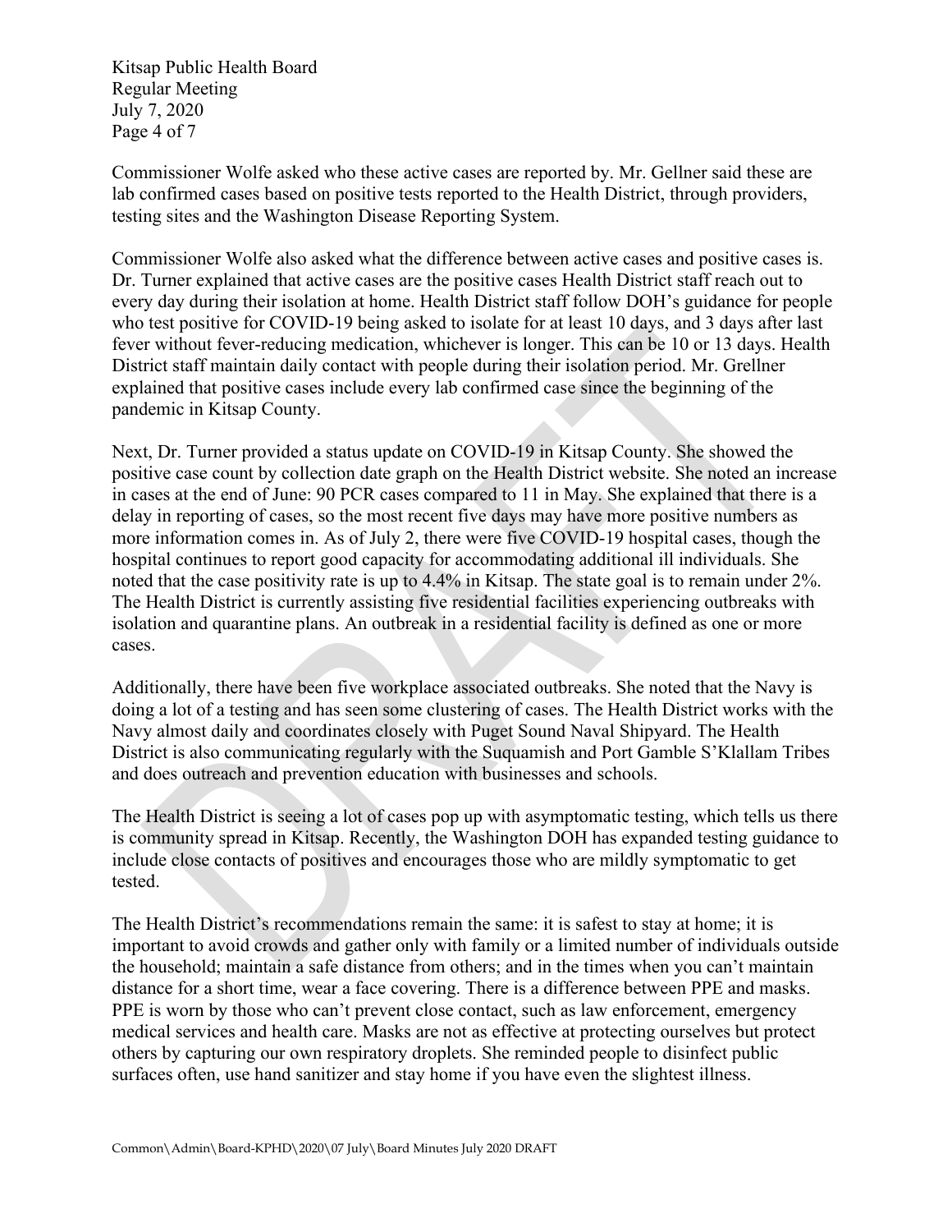Commissioner Wolfe asked who these active cases are reported by. Mr. Gellner said these are lab confirmed cases based on positive tests reported to the Health District, through providers, testing sites and the Washington Disease Reporting System.

Commissioner Wolfe also asked what the difference between active cases and positive cases is. Dr. Turner explained that active cases are the positive cases Health District staff reach out to every day during their isolation at home. Health District staff follow DOH's guidance for people who test positive for COVID-19 being asked to isolate for at least 10 days, and 3 days after last fever without fever-reducing medication, whichever is longer. This can be 10 or 13 days. Health District staff maintain daily contact with people during their isolation period. Mr. Grellner explained that positive cases include every lab confirmed case since the beginning of the pandemic in Kitsap County.

Next, Dr. Turner provided a status update on COVID-19 in Kitsap County. She showed the positive case count by collection date graph on the Health District website. She noted an increase in cases at the end of June: 90 PCR cases compared to 11 in May. She explained that there is a delay in reporting of cases, so the most recent five days may have more positive numbers as more information comes in. As of July 2, there were five COVID-19 hospital cases, though the hospital continues to report good capacity for accommodating additional ill individuals. She noted that the case positivity rate is up to 4.4% in Kitsap. The state goal is to remain under 2%. The Health District is currently assisting five residential facilities experiencing outbreaks with isolation and quarantine plans. An outbreak in a residential facility is defined as one or more cases.

Additionally, there have been five workplace associated outbreaks. She noted that the Navy is doing a lot of a testing and has seen some clustering of cases. The Health District works with the Navy almost daily and coordinates closely with Puget Sound Naval Shipyard. The Health District is also communicating regularly with the Suquamish and Port Gamble S'Klallam Tribes and does outreach and prevention education with businesses and schools.

The Health District is seeing a lot of cases pop up with asymptomatic testing, which tells us there is community spread in Kitsap. Recently, the Washington DOH has expanded testing guidance to include close contacts of positives and encourages those who are mildly symptomatic to get tested.

The Health District's recommendations remain the same: it is safest to stay at home; it is important to avoid crowds and gather only with family or a limited number of individuals outside the household; maintain a safe distance from others; and in the times when you can't maintain distance for a short time, wear a face covering. There is a difference between PPE and masks. PPE is worn by those who can't prevent close contact, such as law enforcement, emergency medical services and health care. Masks are not as effective at protecting ourselves but protect others by capturing our own respiratory droplets. She reminded people to disinfect public surfaces often, use hand sanitizer and stay home if you have even the slightest illness.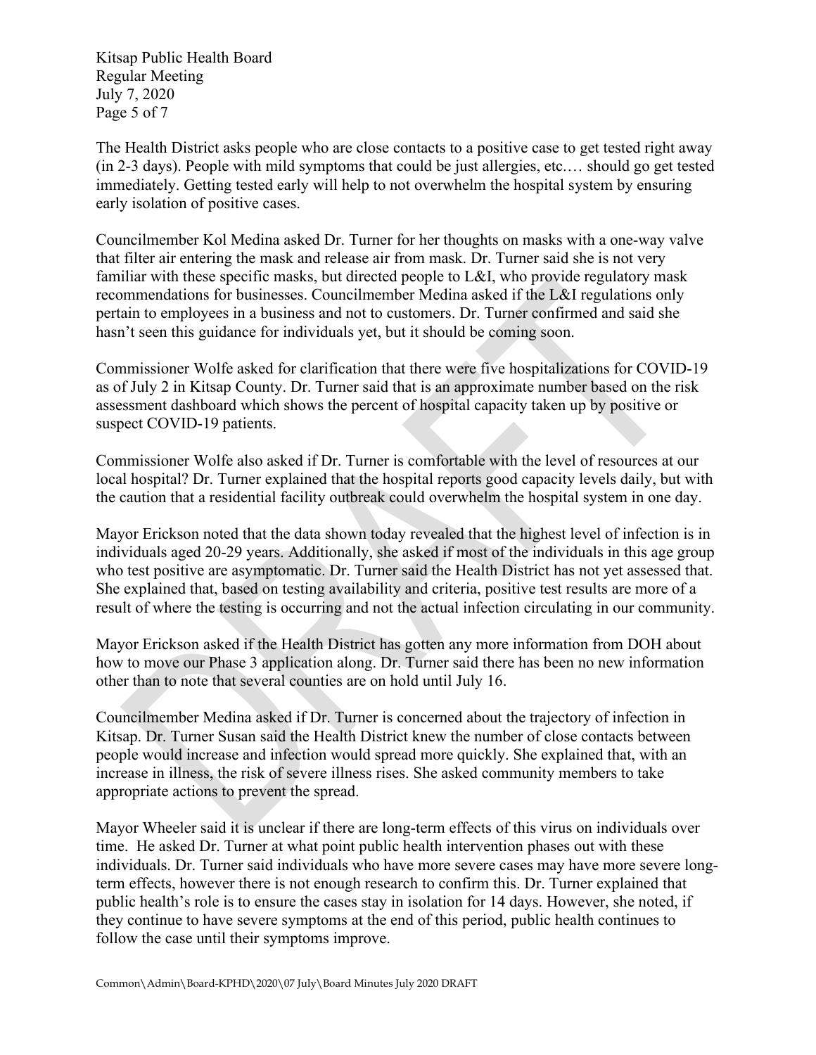The Health District asks people who are close contacts to a positive case to get tested right away (in 2-3 days). People with mild symptoms that could be just allergies, etc.… should go get tested immediately. Getting tested early will help to not overwhelm the hospital system by ensuring early isolation of positive cases.

Councilmember Kol Medina asked Dr. Turner for her thoughts on masks with a one-way valve that filter air entering the mask and release air from mask. Dr. Turner said she is not very familiar with these specific masks, but directed people to L&I, who provide regulatory mask recommendations for businesses. Councilmember Medina asked if the L&I regulations only pertain to employees in a business and not to customers. Dr. Turner confirmed and said she hasn't seen this guidance for individuals yet, but it should be coming soon.

Commissioner Wolfe asked for clarification that there were five hospitalizations for COVID-19 as of July 2 in Kitsap County. Dr. Turner said that is an approximate number based on the risk assessment dashboard which shows the percent of hospital capacity taken up by positive or suspect COVID-19 patients.

Commissioner Wolfe also asked if Dr. Turner is comfortable with the level of resources at our local hospital? Dr. Turner explained that the hospital reports good capacity levels daily, but with the caution that a residential facility outbreak could overwhelm the hospital system in one day.

Mayor Erickson noted that the data shown today revealed that the highest level of infection is in individuals aged 20-29 years. Additionally, she asked if most of the individuals in this age group who test positive are asymptomatic. Dr. Turner said the Health District has not yet assessed that. She explained that, based on testing availability and criteria, positive test results are more of a result of where the testing is occurring and not the actual infection circulating in our community.

Mayor Erickson asked if the Health District has gotten any more information from DOH about how to move our Phase 3 application along. Dr. Turner said there has been no new information other than to note that several counties are on hold until July 16.

Councilmember Medina asked if Dr. Turner is concerned about the trajectory of infection in Kitsap. Dr. Turner Susan said the Health District knew the number of close contacts between people would increase and infection would spread more quickly. She explained that, with an increase in illness, the risk of severe illness rises. She asked community members to take appropriate actions to prevent the spread.

Mayor Wheeler said it is unclear if there are long-term effects of this virus on individuals over time. He asked Dr. Turner at what point public health intervention phases out with these individuals. Dr. Turner said individuals who have more severe cases may have more severe long-term effects, however there is not enough research to confirm this. Dr. Turner explained that public health's role is to ensure the cases stay in isolation for 14 days. However, she noted, if they continue to have severe symptoms at the end of this period, public health continues to follow the case until their symptoms improve.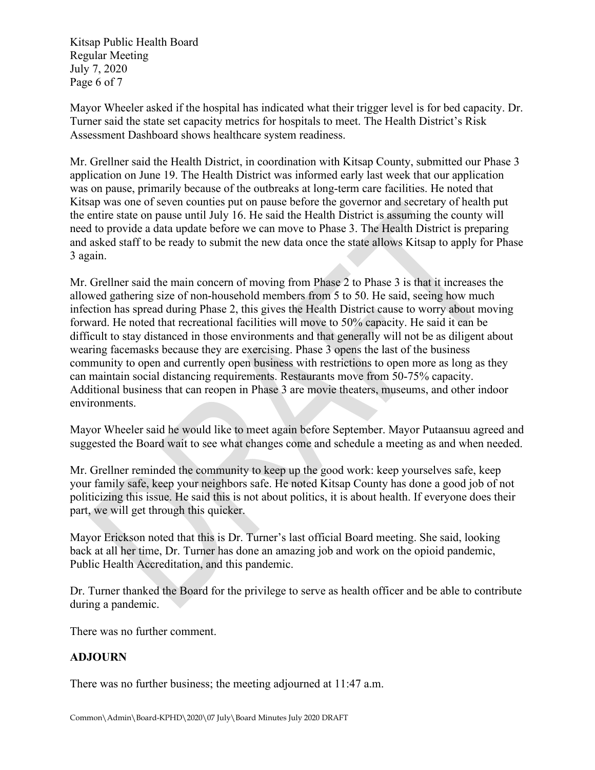Mayor Wheeler asked if the hospital has indicated what their trigger level is for bed capacity. Dr. Turner said the state set capacity metrics for hospitals to meet. The Health District's Risk Assessment Dashboard shows healthcare system readiness.

Mr. Grellner said the Health District, in coordination with Kitsap County, submitted our Phase 3 application on June 19. The Health District was informed early last week that our application was on pause, primarily because of the outbreaks at long-term care facilities. He noted that Kitsap was one of seven counties put on pause before the governor and secretary of health put the entire state on pause until July 16. He said the Health District is assuming the county will need to provide a data update before we can move to Phase 3. The Health District is preparing and asked staff to be ready to submit the new data once the state allows Kitsap to apply for Phase 3 again.

Mr. Grellner said the main concern of moving from Phase 2 to Phase 3 is that it increases the allowed gathering size of non-household members from 5 to 50. He said, seeing how much infection has spread during Phase 2, this gives the Health District cause to worry about moving forward. He noted that recreational facilities will move to 50% capacity. He said it can be difficult to stay distanced in those environments and that generally will not be as diligent about wearing facemasks because they are exercising. Phase 3 opens the last of the business community to open and currently open business with restrictions to open more as long as they can maintain social distancing requirements. Restaurants move from 50-75% capacity. Additional business that can reopen in Phase 3 are movie theaters, museums, and other indoor environments.

Mayor Wheeler said he would like to meet again before September. Mayor Putaansuu agreed and suggested the Board wait to see what changes come and schedule a meeting as and when needed.

Mr. Grellner reminded the community to keep up the good work: keep yourselves safe, keep your family safe, keep your neighbors safe. He noted Kitsap County has done a good job of not politicizing this issue. He said this is not about politics, it is about health. If everyone does their part, we will get through this quicker.

Mayor Erickson noted that this is Dr. Turner's last official Board meeting. She said, looking back at all her time, Dr. Turner has done an amazing job and work on the opioid pandemic, Public Health Accreditation, and this pandemic.

Dr. Turner thanked the Board for the privilege to serve as health officer and be able to contribute during a pandemic.

There was no further comment.

**ADJOURN**

There was no further business; the meeting adjourned at 11:47 a.m.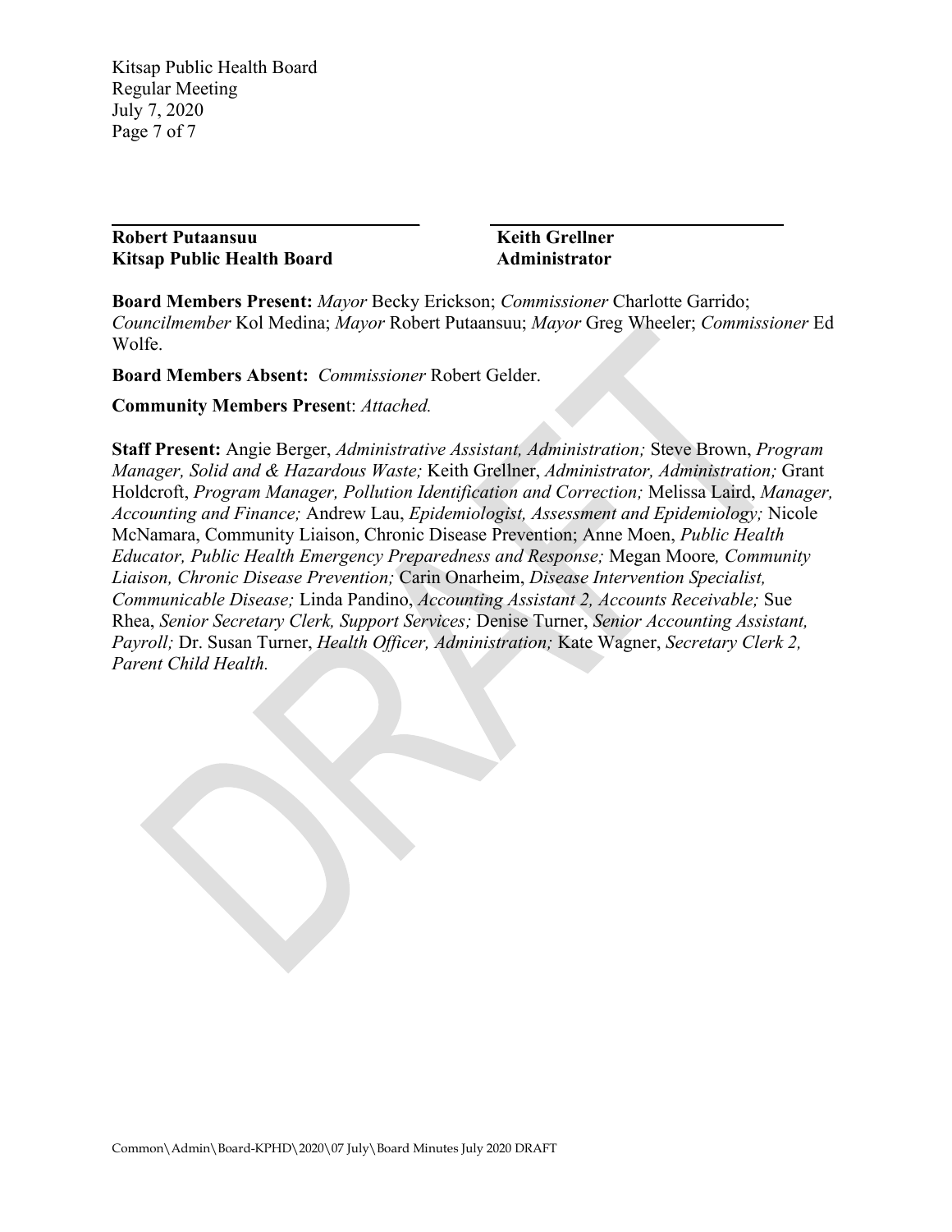**Robert Putaansuu**
**Kitsap Public Health Board**

**Keith Grellner**
**Administrator**

**Board Members Present:** *Mayor* Becky Erickson; *Commissioner* Charlotte Garrido; *Councilmember* Kol Medina; *Mayor* Robert Putaansuu; *Mayor* Greg Wheeler; *Commissioner* Ed Wolfe.

**Board Members Absent:** *Commissioner* Robert Gelder.

**Community Members Present**: *Attached.*

**Staff Present:** Angie Berger, *Administrative Assistant, Administration;* Steve Brown, *Program Manager, Solid and & Hazardous Waste;* Keith Grellner, *Administrator, Administration;* Grant Holdcroft, *Program Manager, Pollution Identification and Correction;* Melissa Laird, *Manager, Accounting and Finance;* Andrew Lau, *Epidemiologist, Assessment and Epidemiology;* Nicole McNamara, Community Liaison, Chronic Disease Prevention; Anne Moen, *Public Health Educator, Public Health Emergency Preparedness and Response;* Megan Moore*, Community Liaison, Chronic Disease Prevention;* Carin Onarheim, *Disease Intervention Specialist, Communicable Disease;* Linda Pandino, *Accounting Assistant 2, Accounts Receivable;* Sue Rhea, *Senior Secretary Clerk, Support Services;* Denise Turner, *Senior Accounting Assistant, Payroll;* Dr. Susan Turner, *Health Officer, Administration;* Kate Wagner, *Secretary Clerk 2, Parent Child Health.*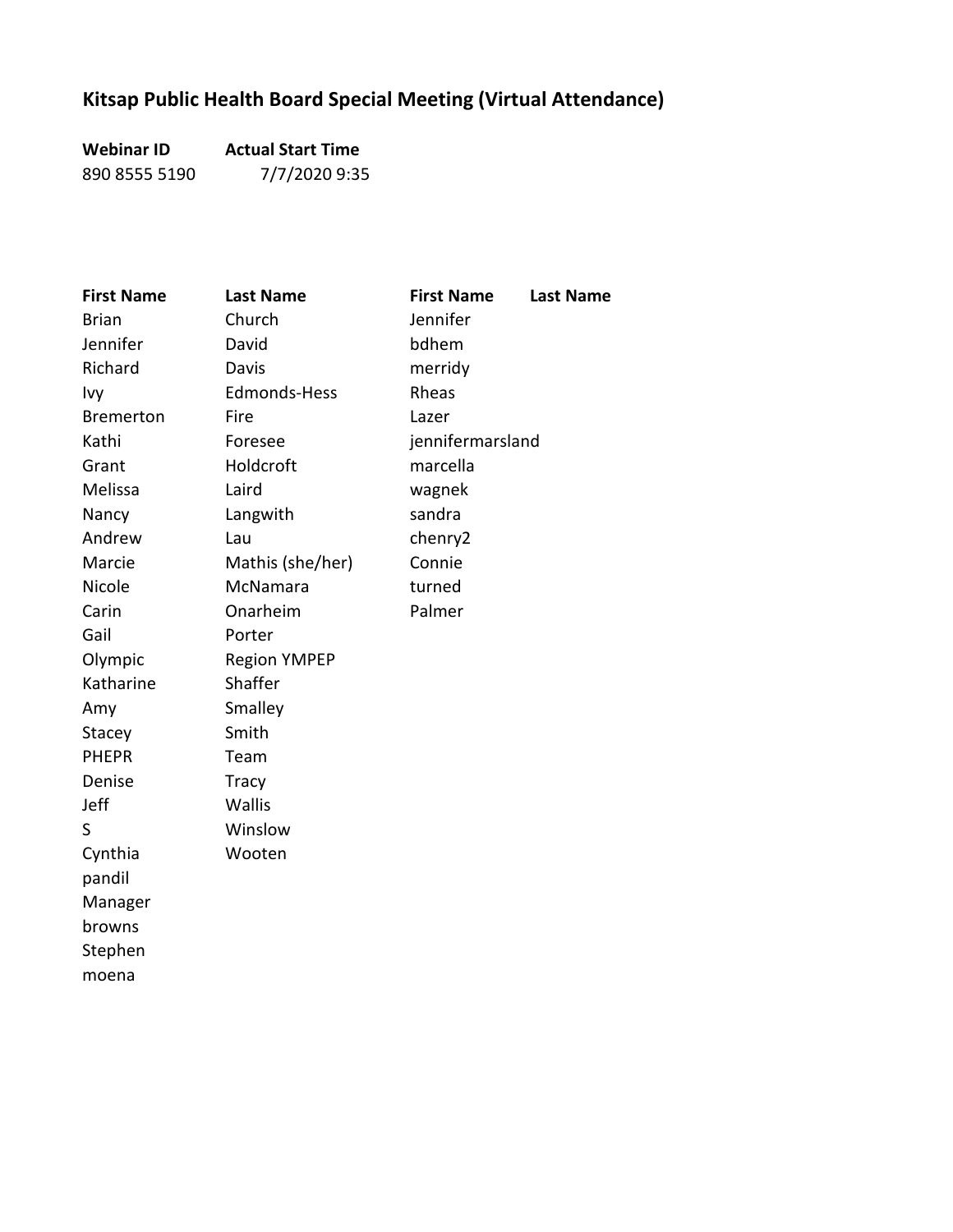## Kitsap Public Health Board Special Meeting (Virtual Attendance)

| Webinar ID | Actual Start Time |
| --- | --- |
| 890 8555 5190 | 7/7/2020 9:35 |

| First Name | Last Name | First Name | Last Name |
| --- | --- | --- | --- |
| Brian | Church | Jennifer | |
| Jennifer | David | bdhem | |
| Richard | Davis | merridy | |
| Ivy | Edmonds-Hess | Rheas | |
| Bremerton | Fire | Lazer | |
| Kathi | Foresee | jennifermarsland | |
| Grant | Holdcroft | marcella | |
| Melissa | Laird | wagnek | |
| Nancy | Langwith | sandra | |
| Andrew | Lau | chenry2 | |
| Marcie | Mathis (she/her) | Connie | |
| Nicole | McNamara | turned | |
| Carin | Onarheim | Palmer | |
| Gail | Porter | | |
| Olympic | Region YMPEP | | |
| Katharine | Shaffer | | |
| Amy | Smalley | | |
| Stacey | Smith | | |
| PHEPR | Team | | |
| Denise | Tracy | | |
| Jeff | Wallis | | |
| S | Winslow | | |
| Cynthia | Wooten | | |
| pandil | | | |
| Manager | | | |
| browns | | | |
| Stephen | | | |
| moena | | | |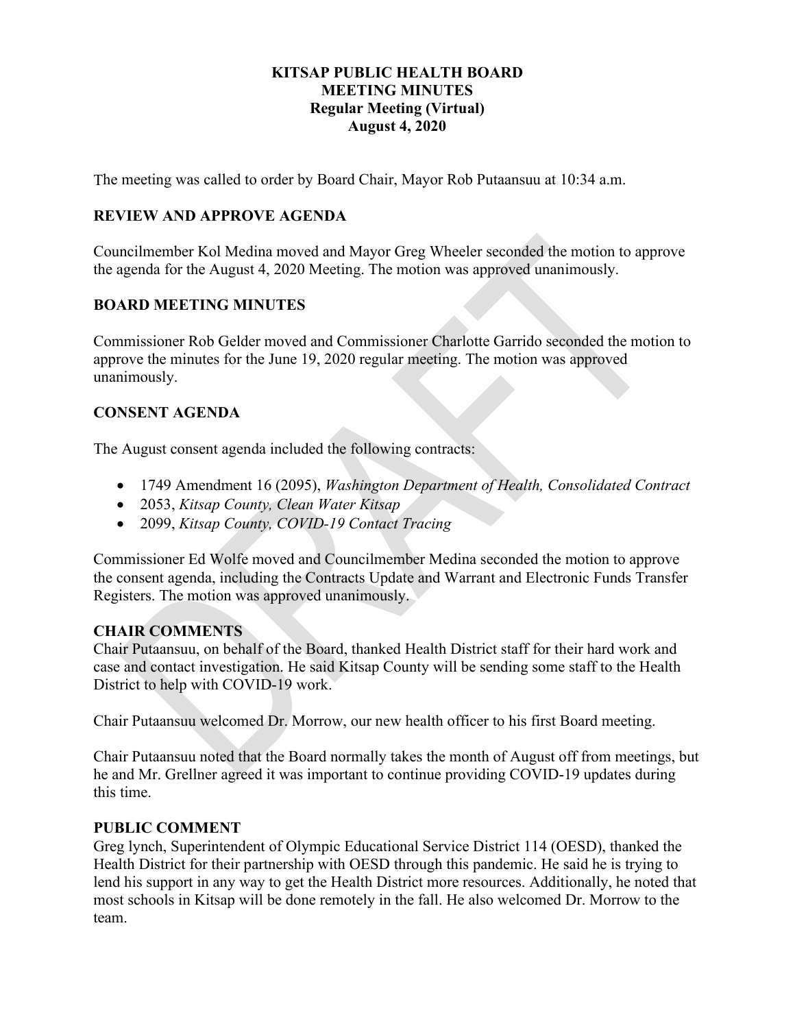**KITSAP PUBLIC HEALTH BOARD**
**MEETING MINUTES**
**Regular Meeting (Virtual)**
**August 4, 2020**

The meeting was called to order by Board Chair, Mayor Rob Putaansuu at 10:34 a.m.

## REVIEW AND APPROVE AGENDA

Councilmember Kol Medina moved and Mayor Greg Wheeler seconded the motion to approve the agenda for the August 4, 2020 Meeting. The motion was approved unanimously.

## BOARD MEETING MINUTES

Commissioner Rob Gelder moved and Commissioner Charlotte Garrido seconded the motion to approve the minutes for the June 19, 2020 regular meeting. The motion was approved unanimously.

## CONSENT AGENDA

The August consent agenda included the following contracts:

- 1749 Amendment 16 (2095), *Washington Department of Health, Consolidated Contract*
- 2053, *Kitsap County, Clean Water Kitsap*
- 2099, *Kitsap County, COVID-19 Contact Tracing*

Commissioner Ed Wolfe moved and Councilmember Medina seconded the motion to approve the consent agenda, including the Contracts Update and Warrant and Electronic Funds Transfer Registers. The motion was approved unanimously.

## CHAIR COMMENTS

Chair Putaansuu, on behalf of the Board, thanked Health District staff for their hard work and case and contact investigation. He said Kitsap County will be sending some staff to the Health District to help with COVID-19 work.

Chair Putaansuu welcomed Dr. Morrow, our new health officer to his first Board meeting.

Chair Putaansuu noted that the Board normally takes the month of August off from meetings, but he and Mr. Grellner agreed it was important to continue providing COVID-19 updates during this time.

## PUBLIC COMMENT

Greg lynch, Superintendent of Olympic Educational Service District 114 (OESD), thanked the Health District for their partnership with OESD through this pandemic. He said he is trying to lend his support in any way to get the Health District more resources. Additionally, he noted that most schools in Kitsap will be done remotely in the fall. He also welcomed Dr. Morrow to the team.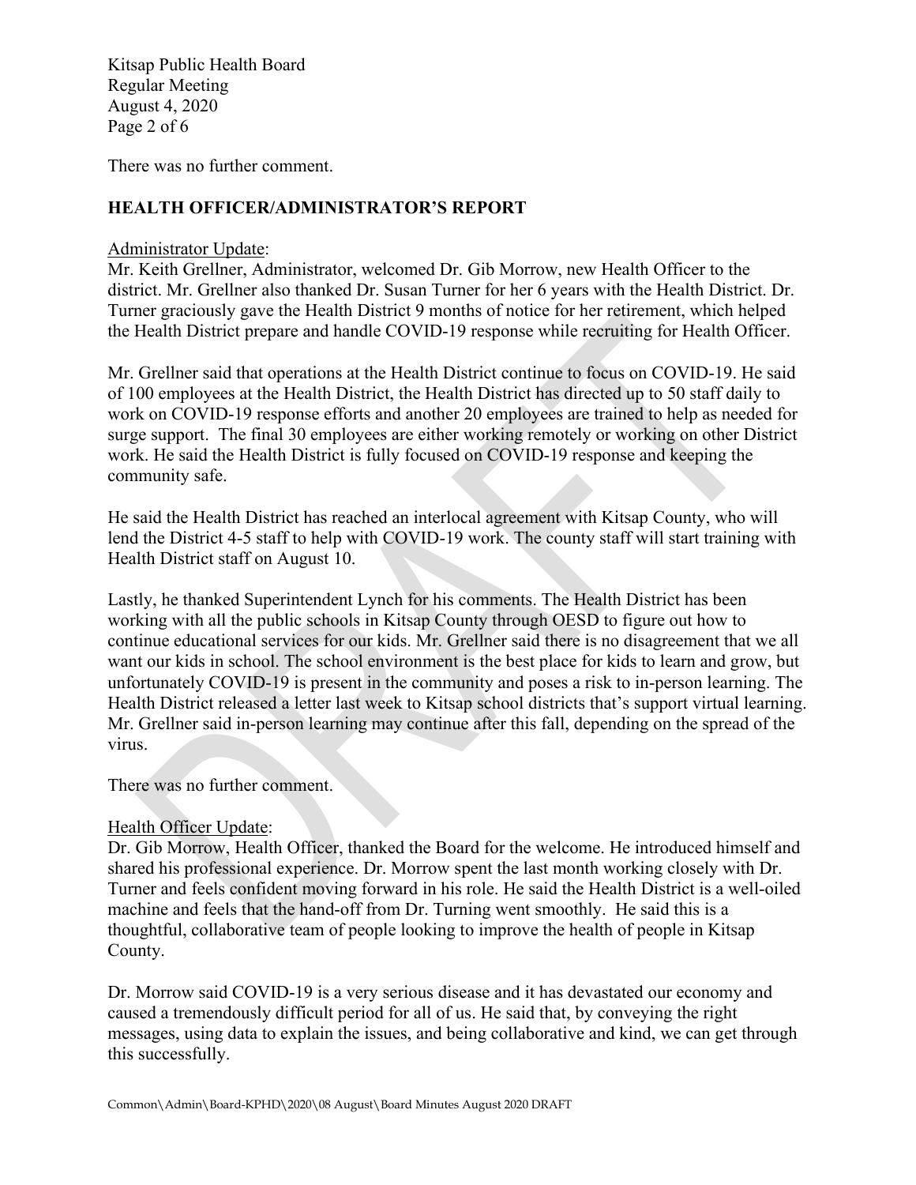There was no further comment.

## HEALTH OFFICER/ADMINISTRATOR'S REPORT

Administrator Update:

Mr. Keith Grellner, Administrator, welcomed Dr. Gib Morrow, new Health Officer to the district. Mr. Grellner also thanked Dr. Susan Turner for her 6 years with the Health District. Dr. Turner graciously gave the Health District 9 months of notice for her retirement, which helped the Health District prepare and handle COVID-19 response while recruiting for Health Officer.

Mr. Grellner said that operations at the Health District continue to focus on COVID-19. He said of 100 employees at the Health District, the Health District has directed up to 50 staff daily to work on COVID-19 response efforts and another 20 employees are trained to help as needed for surge support. The final 30 employees are either working remotely or working on other District work. He said the Health District is fully focused on COVID-19 response and keeping the community safe.

He said the Health District has reached an interlocal agreement with Kitsap County, who will lend the District 4-5 staff to help with COVID-19 work. The county staff will start training with Health District staff on August 10.

Lastly, he thanked Superintendent Lynch for his comments. The Health District has been working with all the public schools in Kitsap County through OESD to figure out how to continue educational services for our kids. Mr. Grellner said there is no disagreement that we all want our kids in school. The school environment is the best place for kids to learn and grow, but unfortunately COVID-19 is present in the community and poses a risk to in-person learning. The Health District released a letter last week to Kitsap school districts that's support virtual learning. Mr. Grellner said in-person learning may continue after this fall, depending on the spread of the virus.

There was no further comment.

Health Officer Update:

Dr. Gib Morrow, Health Officer, thanked the Board for the welcome. He introduced himself and shared his professional experience. Dr. Morrow spent the last month working closely with Dr. Turner and feels confident moving forward in his role. He said the Health District is a well-oiled machine and feels that the hand-off from Dr. Turning went smoothly. He said this is a thoughtful, collaborative team of people looking to improve the health of people in Kitsap County.

Dr. Morrow said COVID-19 is a very serious disease and it has devastated our economy and caused a tremendously difficult period for all of us. He said that, by conveying the right messages, using data to explain the issues, and being collaborative and kind, we can get through this successfully.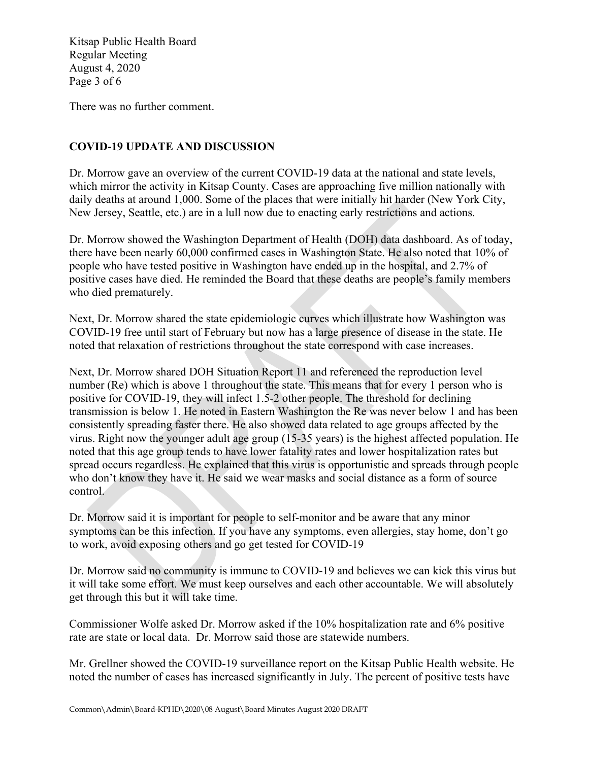There was no further comment.

## COVID-19 UPDATE AND DISCUSSION

Dr. Morrow gave an overview of the current COVID-19 data at the national and state levels, which mirror the activity in Kitsap County. Cases are approaching five million nationally with daily deaths at around 1,000. Some of the places that were initially hit harder (New York City, New Jersey, Seattle, etc.) are in a lull now due to enacting early restrictions and actions.

Dr. Morrow showed the Washington Department of Health (DOH) data dashboard. As of today, there have been nearly 60,000 confirmed cases in Washington State. He also noted that 10% of people who have tested positive in Washington have ended up in the hospital, and 2.7% of positive cases have died. He reminded the Board that these deaths are people's family members who died prematurely.

Next, Dr. Morrow shared the state epidemiologic curves which illustrate how Washington was COVID-19 free until start of February but now has a large presence of disease in the state. He noted that relaxation of restrictions throughout the state correspond with case increases.

Next, Dr. Morrow shared DOH Situation Report 11 and referenced the reproduction level number (Re) which is above 1 throughout the state. This means that for every 1 person who is positive for COVID-19, they will infect 1.5-2 other people. The threshold for declining transmission is below 1. He noted in Eastern Washington the Re was never below 1 and has been consistently spreading faster there. He also showed data related to age groups affected by the virus. Right now the younger adult age group (15-35 years) is the highest affected population. He noted that this age group tends to have lower fatality rates and lower hospitalization rates but spread occurs regardless. He explained that this virus is opportunistic and spreads through people who don't know they have it. He said we wear masks and social distance as a form of source control.

Dr. Morrow said it is important for people to self-monitor and be aware that any minor symptoms can be this infection. If you have any symptoms, even allergies, stay home, don't go to work, avoid exposing others and go get tested for COVID-19

Dr. Morrow said no community is immune to COVID-19 and believes we can kick this virus but it will take some effort. We must keep ourselves and each other accountable. We will absolutely get through this but it will take time.

Commissioner Wolfe asked Dr. Morrow asked if the 10% hospitalization rate and 6% positive rate are state or local data. Dr. Morrow said those are statewide numbers.

Mr. Grellner showed the COVID-19 surveillance report on the Kitsap Public Health website. He noted the number of cases has increased significantly in July. The percent of positive tests have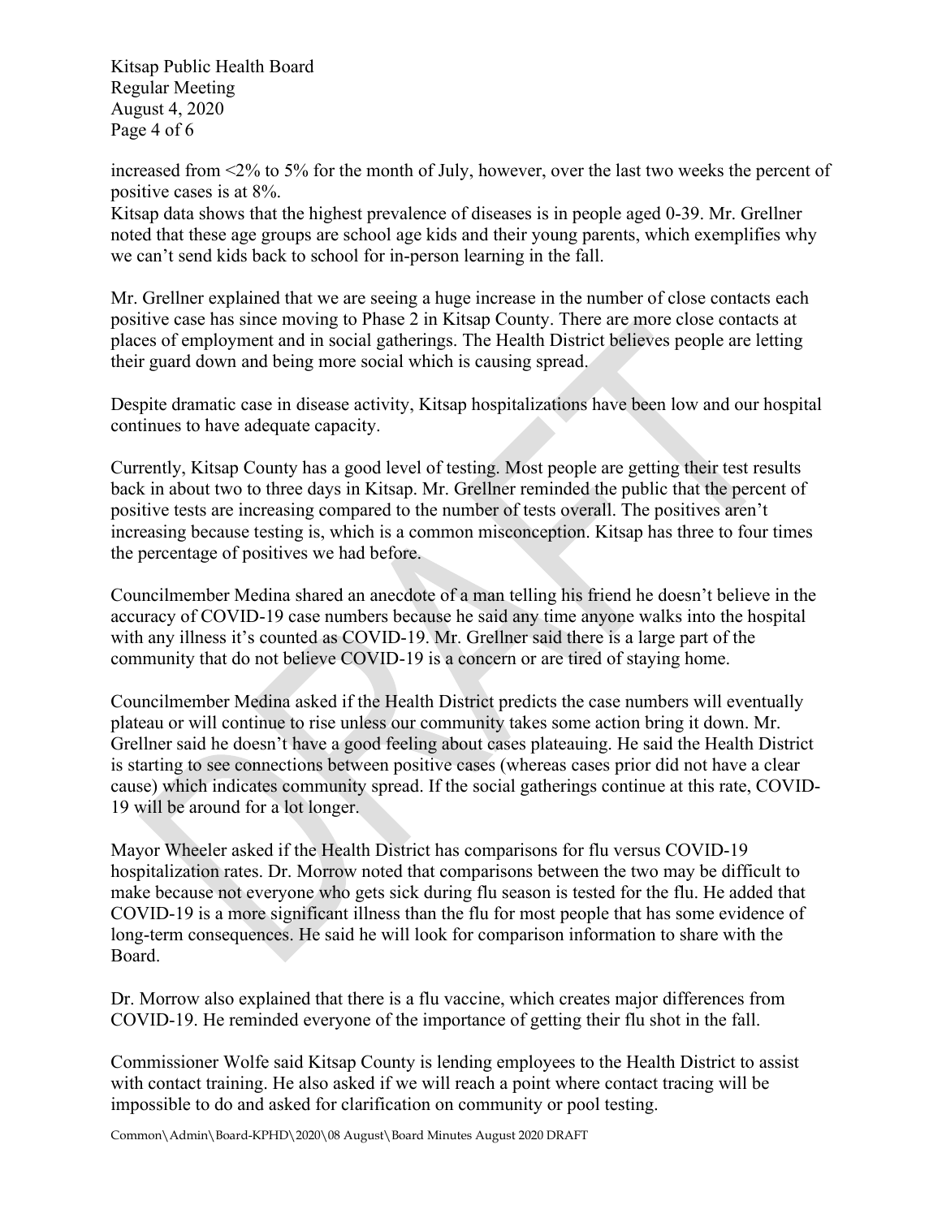increased from <2% to 5% for the month of July, however, over the last two weeks the percent of positive cases is at 8%.

Kitsap data shows that the highest prevalence of diseases is in people aged 0-39. Mr. Grellner noted that these age groups are school age kids and their young parents, which exemplifies why we can't send kids back to school for in-person learning in the fall.

Mr. Grellner explained that we are seeing a huge increase in the number of close contacts each positive case has since moving to Phase 2 in Kitsap County. There are more close contacts at places of employment and in social gatherings. The Health District believes people are letting their guard down and being more social which is causing spread.

Despite dramatic case in disease activity, Kitsap hospitalizations have been low and our hospital continues to have adequate capacity.

Currently, Kitsap County has a good level of testing. Most people are getting their test results back in about two to three days in Kitsap. Mr. Grellner reminded the public that the percent of positive tests are increasing compared to the number of tests overall. The positives aren't increasing because testing is, which is a common misconception. Kitsap has three to four times the percentage of positives we had before.

Councilmember Medina shared an anecdote of a man telling his friend he doesn't believe in the accuracy of COVID-19 case numbers because he said any time anyone walks into the hospital with any illness it's counted as COVID-19. Mr. Grellner said there is a large part of the community that do not believe COVID-19 is a concern or are tired of staying home.

Councilmember Medina asked if the Health District predicts the case numbers will eventually plateau or will continue to rise unless our community takes some action bring it down. Mr. Grellner said he doesn't have a good feeling about cases plateauing. He said the Health District is starting to see connections between positive cases (whereas cases prior did not have a clear cause) which indicates community spread. If the social gatherings continue at this rate, COVID-19 will be around for a lot longer.

Mayor Wheeler asked if the Health District has comparisons for flu versus COVID-19 hospitalization rates. Dr. Morrow noted that comparisons between the two may be difficult to make because not everyone who gets sick during flu season is tested for the flu. He added that COVID-19 is a more significant illness than the flu for most people that has some evidence of long-term consequences. He said he will look for comparison information to share with the Board.

Dr. Morrow also explained that there is a flu vaccine, which creates major differences from COVID-19. He reminded everyone of the importance of getting their flu shot in the fall.

Commissioner Wolfe said Kitsap County is lending employees to the Health District to assist with contact training. He also asked if we will reach a point where contact tracing will be impossible to do and asked for clarification on community or pool testing.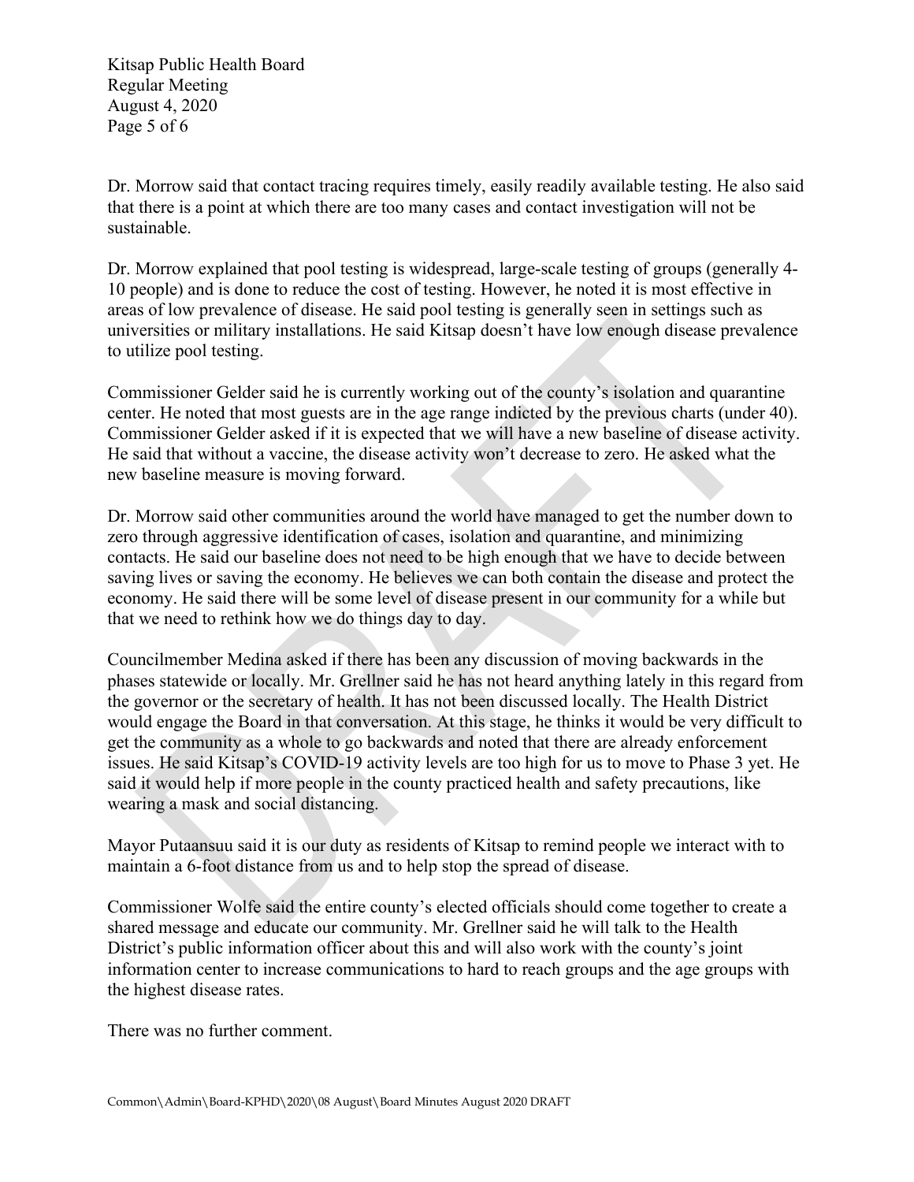Dr. Morrow said that contact tracing requires timely, easily readily available testing. He also said that there is a point at which there are too many cases and contact investigation will not be sustainable.

Dr. Morrow explained that pool testing is widespread, large-scale testing of groups (generally 4-10 people) and is done to reduce the cost of testing. However, he noted it is most effective in areas of low prevalence of disease. He said pool testing is generally seen in settings such as universities or military installations. He said Kitsap doesn't have low enough disease prevalence to utilize pool testing.

Commissioner Gelder said he is currently working out of the county's isolation and quarantine center. He noted that most guests are in the age range indicted by the previous charts (under 40). Commissioner Gelder asked if it is expected that we will have a new baseline of disease activity. He said that without a vaccine, the disease activity won't decrease to zero. He asked what the new baseline measure is moving forward.

Dr. Morrow said other communities around the world have managed to get the number down to zero through aggressive identification of cases, isolation and quarantine, and minimizing contacts. He said our baseline does not need to be high enough that we have to decide between saving lives or saving the economy. He believes we can both contain the disease and protect the economy. He said there will be some level of disease present in our community for a while but that we need to rethink how we do things day to day.

Councilmember Medina asked if there has been any discussion of moving backwards in the phases statewide or locally. Mr. Grellner said he has not heard anything lately in this regard from the governor or the secretary of health. It has not been discussed locally. The Health District would engage the Board in that conversation. At this stage, he thinks it would be very difficult to get the community as a whole to go backwards and noted that there are already enforcement issues. He said Kitsap's COVID-19 activity levels are too high for us to move to Phase 3 yet. He said it would help if more people in the county practiced health and safety precautions, like wearing a mask and social distancing.

Mayor Putaansuu said it is our duty as residents of Kitsap to remind people we interact with to maintain a 6-foot distance from us and to help stop the spread of disease.

Commissioner Wolfe said the entire county's elected officials should come together to create a shared message and educate our community. Mr. Grellner said he will talk to the Health District's public information officer about this and will also work with the county's joint information center to increase communications to hard to reach groups and the age groups with the highest disease rates.

There was no further comment.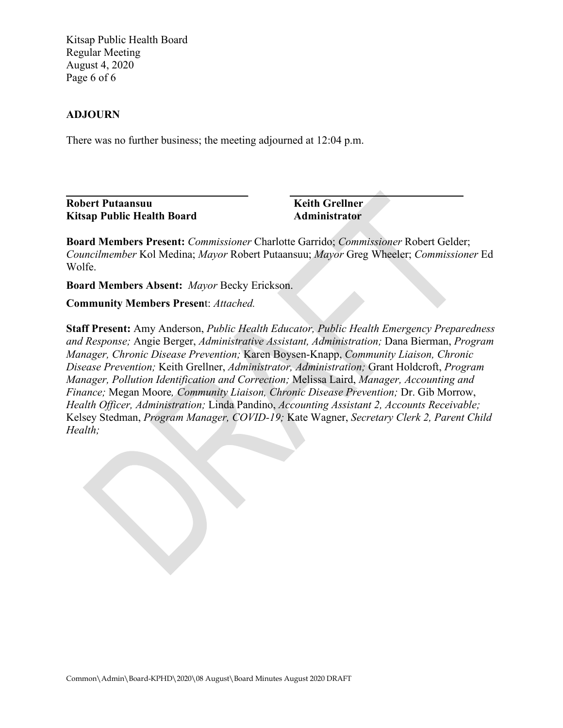## ADJOURN

There was no further business; the meeting adjourned at 12:04 p.m.

| | |
|---|---|
| **Robert Putaansuu** | **Keith Grellner** |
| **Kitsap Public Health Board** | **Administrator** |

**Board Members Present:** *Commissioner* Charlotte Garrido; *Commissioner* Robert Gelder; *Councilmember* Kol Medina; *Mayor* Robert Putaansuu; *Mayor* Greg Wheeler; *Commissioner* Ed Wolfe.

**Board Members Absent:** *Mayor* Becky Erickson.

**Community Members Present**: *Attached.*

**Staff Present:** Amy Anderson, *Public Health Educator, Public Health Emergency Preparedness and Response;* Angie Berger, *Administrative Assistant, Administration;* Dana Bierman, *Program Manager, Chronic Disease Prevention;* Karen Boysen-Knapp, *Community Liaison, Chronic Disease Prevention;* Keith Grellner, *Administrator, Administration;* Grant Holdcroft, *Program Manager, Pollution Identification and Correction;* Melissa Laird, *Manager, Accounting and Finance;* Megan Moore*, Community Liaison, Chronic Disease Prevention;* Dr. Gib Morrow, *Health Officer, Administration;* Linda Pandino, *Accounting Assistant 2, Accounts Receivable;* Kelsey Stedman, *Program Manager, COVID-19;* Kate Wagner, *Secretary Clerk 2, Parent Child Health;*

Common\Admin\Board-KPHD\2020\08 August\Board Minutes August 2020 DRAFT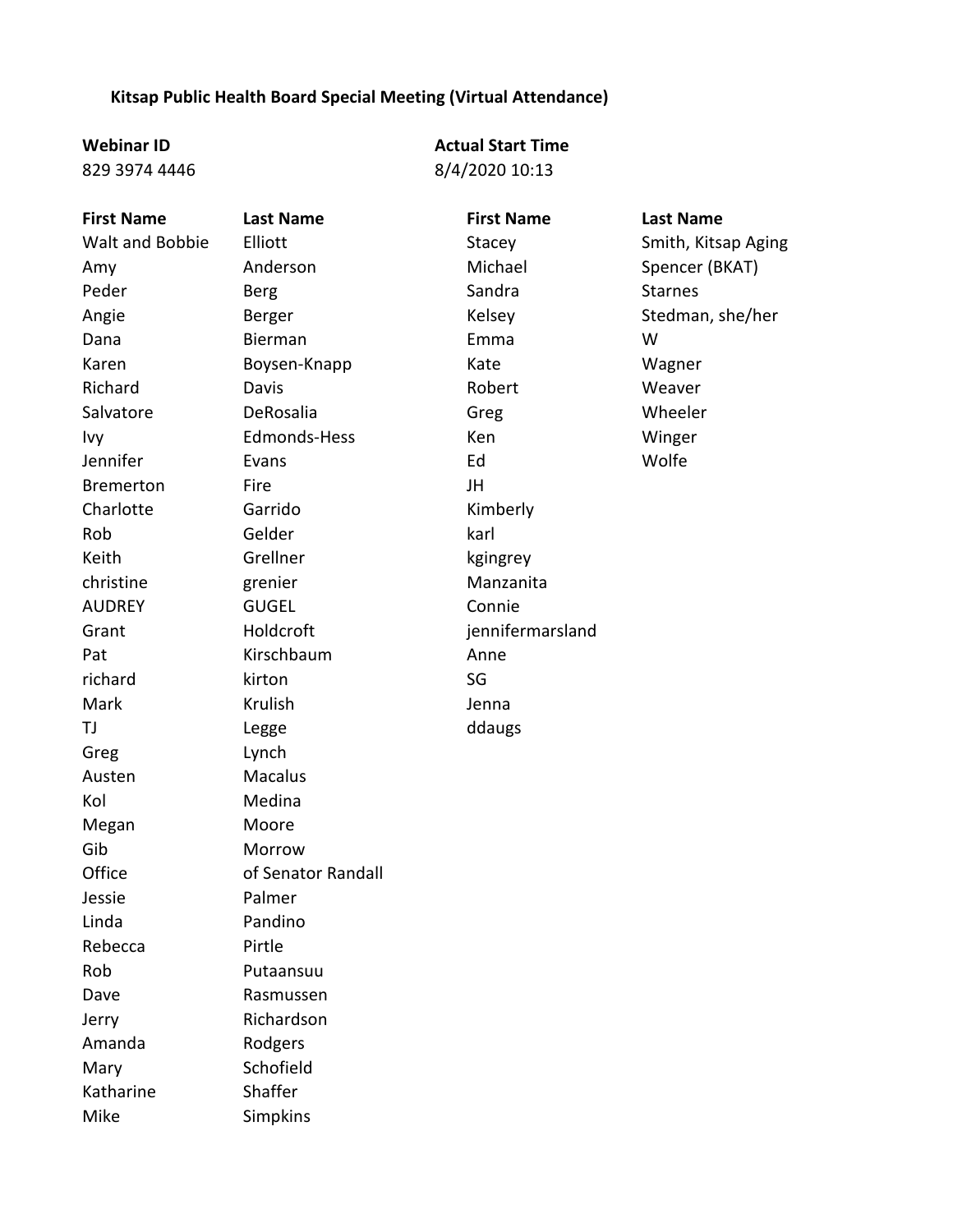**Kitsap Public Health Board Special Meeting (Virtual Attendance)**

| Webinar ID | Actual Start Time |
|---|---|
| 829 3974 4446 | 8/4/2020 10:13 |

| First Name | Last Name |
|---|---|
| Walt and Bobbie | Elliott |
| Amy | Anderson |
| Peder | Berg |
| Angie | Berger |
| Dana | Bierman |
| Karen | Boysen-Knapp |
| Richard | Davis |
| Salvatore | DeRosalia |
| Ivy | Edmonds-Hess |
| Jennifer | Evans |
| Bremerton | Fire |
| Charlotte | Garrido |
| Rob | Gelder |
| Keith | Grellner |
| christine | grenier |
| AUDREY | GUGEL |
| Grant | Holdcroft |
| Pat | Kirschbaum |
| richard | kirton |
| Mark | Krulish |
| TJ | Legge |
| Greg | Lynch |
| Austen | Macalus |
| Kol | Medina |
| Megan | Moore |
| Gib | Morrow |
| Office | of Senator Randall |
| Jessie | Palmer |
| Linda | Pandino |
| Rebecca | Pirtle |
| Rob | Putaansuu |
| Dave | Rasmussen |
| Jerry | Richardson |
| Amanda | Rodgers |
| Mary | Schofield |
| Katharine | Shaffer |
| Mike | Simpkins |
| Stacey | Smith, Kitsap Aging |
| Michael | Spencer (BKAT) |
| Sandra | Starnes |
| Kelsey | Stedman, she/her |
| Emma | W |
| Kate | Wagner |
| Robert | Weaver |
| Greg | Wheeler |
| Ken | Winger |
| Ed | Wolfe |
| JH | |
| Kimberly | |
| karl | |
| kgingrey | |
| Manzanita | |
| Connie | |
| jennifermarsland | |
| Anne | |
| SG | |
| Jenna | |
| ddaugs | |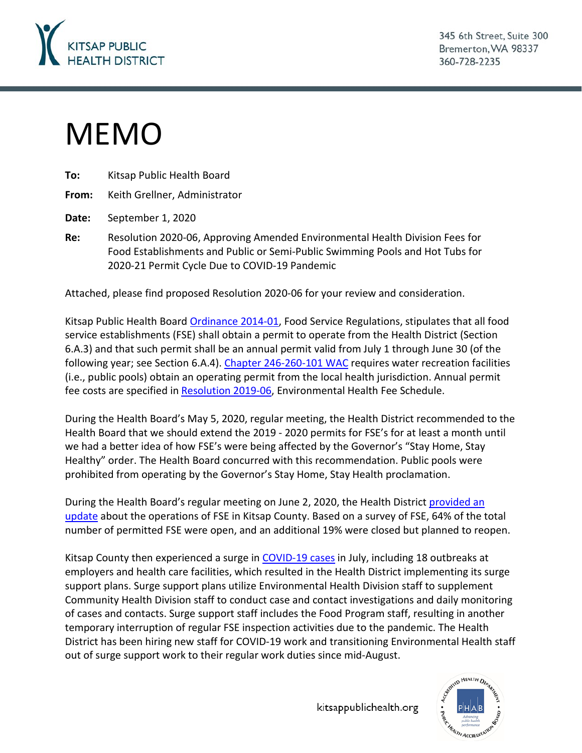# MEMO

**To:** Kitsap Public Health Board

**From:** Keith Grellner, Administrator

**Date:** September 1, 2020

**Re:** Resolution 2020-06, Approving Amended Environmental Health Division Fees for Food Establishments and Public or Semi-Public Swimming Pools and Hot Tubs for 2020-21 Permit Cycle Due to COVID-19 Pandemic

Attached, please find proposed Resolution 2020-06 for your review and consideration.

Kitsap Public Health Board Ordinance 2014-01, Food Service Regulations, stipulates that all food service establishments (FSE) shall obtain a permit to operate from the Health District (Section 6.A.3) and that such permit shall be an annual permit valid from July 1 through June 30 (of the following year; see Section 6.A.4). Chapter 246-260-101 WAC requires water recreation facilities (i.e., public pools) obtain an operating permit from the local health jurisdiction. Annual permit fee costs are specified in Resolution 2019-06, Environmental Health Fee Schedule.

During the Health Board's May 5, 2020, regular meeting, the Health District recommended to the Health Board that we should extend the 2019 - 2020 permits for FSE's for at least a month until we had a better idea of how FSE's were being affected by the Governor's "Stay Home, Stay Healthy" order. The Health Board concurred with this recommendation. Public pools were prohibited from operating by the Governor's Stay Home, Stay Health proclamation.

During the Health Board's regular meeting on June 2, 2020, the Health District provided an update about the operations of FSE in Kitsap County. Based on a survey of FSE, 64% of the total number of permitted FSE were open, and an additional 19% were closed but planned to reopen.

Kitsap County then experienced a surge in COVID-19 cases in July, including 18 outbreaks at employers and health care facilities, which resulted in the Health District implementing its surge support plans. Surge support plans utilize Environmental Health Division staff to supplement Community Health Division staff to conduct case and contact investigations and daily monitoring of cases and contacts. Surge support staff includes the Food Program staff, resulting in another temporary interruption of regular FSE inspection activities due to the pandemic. The Health District has been hiring new staff for COVID-19 work and transitioning Environmental Health staff out of surge support work to their regular work duties since mid-August.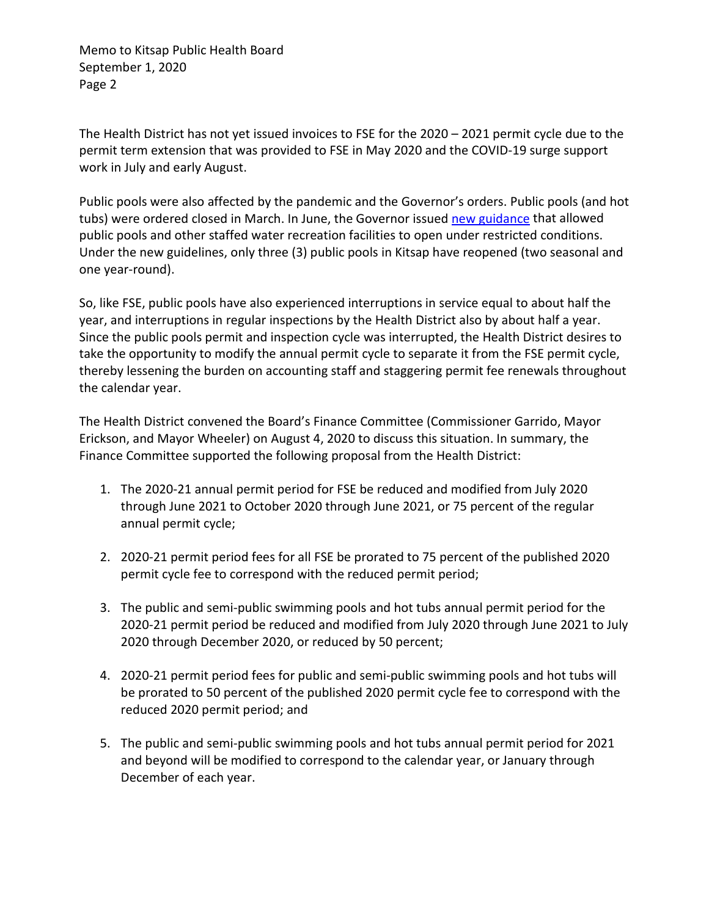The Health District has not yet issued invoices to FSE for the 2020 – 2021 permit cycle due to the permit term extension that was provided to FSE in May 2020 and the COVID-19 surge support work in July and early August.

Public pools were also affected by the pandemic and the Governor's orders. Public pools (and hot tubs) were ordered closed in March. In June, the Governor issued new guidance that allowed public pools and other staffed water recreation facilities to open under restricted conditions. Under the new guidelines, only three (3) public pools in Kitsap have reopened (two seasonal and one year-round).

So, like FSE, public pools have also experienced interruptions in service equal to about half the year, and interruptions in regular inspections by the Health District also by about half a year. Since the public pools permit and inspection cycle was interrupted, the Health District desires to take the opportunity to modify the annual permit cycle to separate it from the FSE permit cycle, thereby lessening the burden on accounting staff and staggering permit fee renewals throughout the calendar year.

The Health District convened the Board's Finance Committee (Commissioner Garrido, Mayor Erickson, and Mayor Wheeler) on August 4, 2020 to discuss this situation. In summary, the Finance Committee supported the following proposal from the Health District:

1. The 2020-21 annual permit period for FSE be reduced and modified from July 2020 through June 2021 to October 2020 through June 2021, or 75 percent of the regular annual permit cycle;

2. 2020-21 permit period fees for all FSE be prorated to 75 percent of the published 2020 permit cycle fee to correspond with the reduced permit period;

3. The public and semi-public swimming pools and hot tubs annual permit period for the 2020-21 permit period be reduced and modified from July 2020 through June 2021 to July 2020 through December 2020, or reduced by 50 percent;

4. 2020-21 permit period fees for public and semi-public swimming pools and hot tubs will be prorated to 50 percent of the published 2020 permit cycle fee to correspond with the reduced 2020 permit period; and

5. The public and semi-public swimming pools and hot tubs annual permit period for 2021 and beyond will be modified to correspond to the calendar year, or January through December of each year.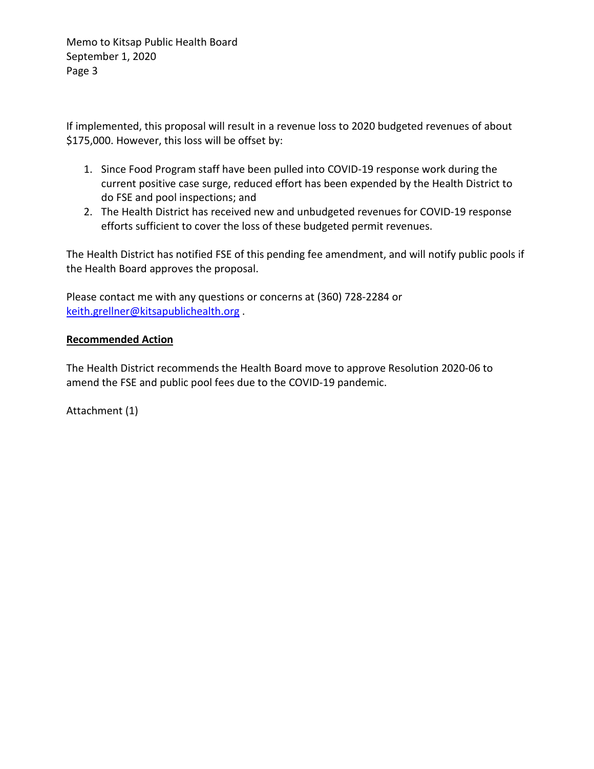If implemented, this proposal will result in a revenue loss to 2020 budgeted revenues of about $175,000. However, this loss will be offset by:

1. Since Food Program staff have been pulled into COVID-19 response work during the current positive case surge, reduced effort has been expended by the Health District to do FSE and pool inspections; and
2. The Health District has received new and unbudgeted revenues for COVID-19 response efforts sufficient to cover the loss of these budgeted permit revenues.

The Health District has notified FSE of this pending fee amendment, and will notify public pools if the Health Board approves the proposal.

Please contact me with any questions or concerns at (360) 728-2284 or keith.grellner@kitsappublichealth.org .

**Recommended Action**

The Health District recommends the Health Board move to approve Resolution 2020-06 to amend the FSE and public pool fees due to the COVID-19 pandemic.

Attachment (1)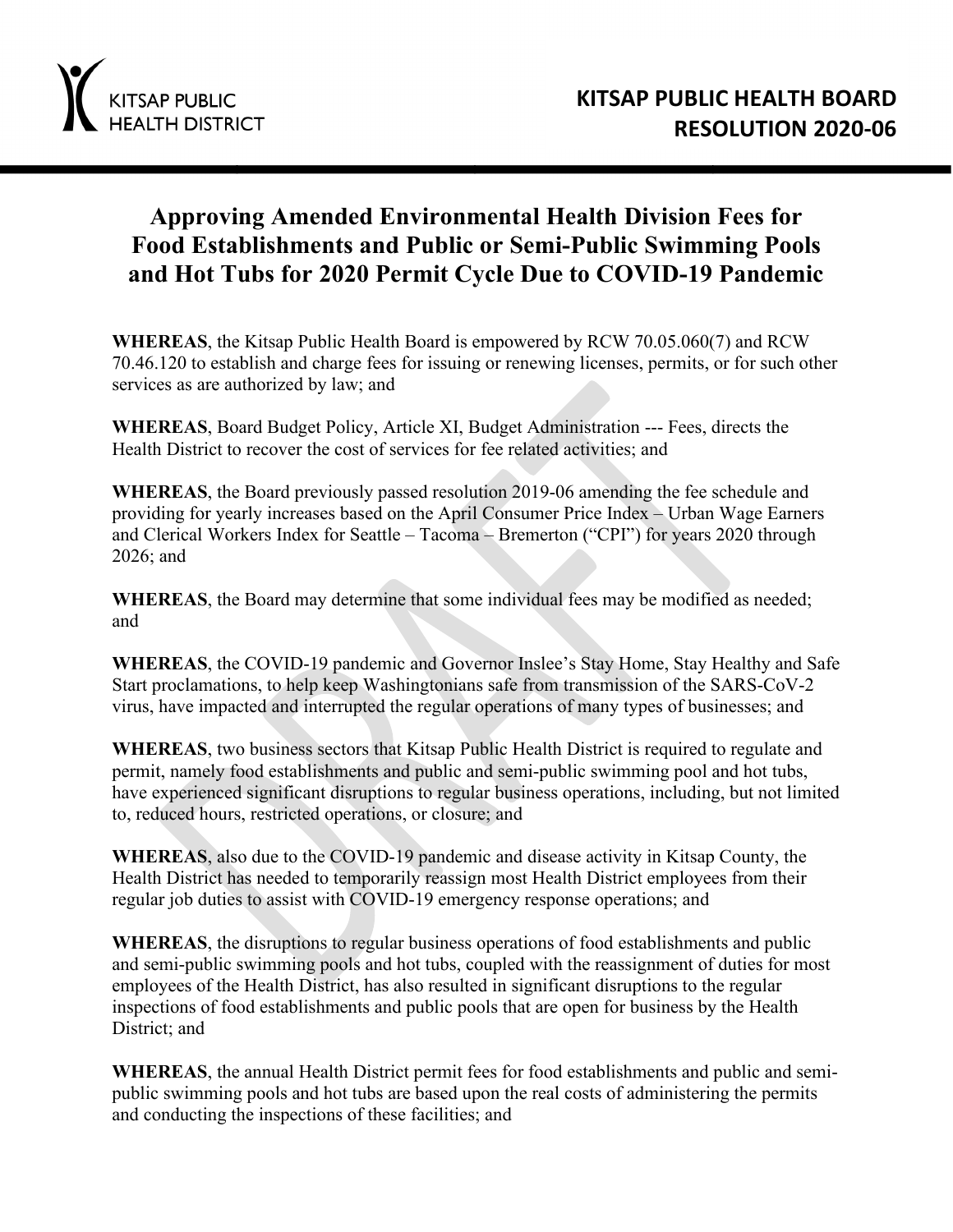# KITSAP PUBLIC HEALTH BOARD RESOLUTION 2020-06

## Approving Amended Environmental Health Division Fees for Food Establishments and Public or Semi-Public Swimming Pools and Hot Tubs for 2020 Permit Cycle Due to COVID-19 Pandemic

**WHEREAS**, the Kitsap Public Health Board is empowered by RCW 70.05.060(7) and RCW 70.46.120 to establish and charge fees for issuing or renewing licenses, permits, or for such other services as are authorized by law; and

**WHEREAS**, Board Budget Policy, Article XI, Budget Administration --- Fees, directs the Health District to recover the cost of services for fee related activities; and

**WHEREAS**, the Board previously passed resolution 2019-06 amending the fee schedule and providing for yearly increases based on the April Consumer Price Index – Urban Wage Earners and Clerical Workers Index for Seattle – Tacoma – Bremerton ("CPI") for years 2020 through 2026; and

**WHEREAS**, the Board may determine that some individual fees may be modified as needed; and

**WHEREAS**, the COVID-19 pandemic and Governor Inslee's Stay Home, Stay Healthy and Safe Start proclamations, to help keep Washingtonians safe from transmission of the SARS-CoV-2 virus, have impacted and interrupted the regular operations of many types of businesses; and

**WHEREAS**, two business sectors that Kitsap Public Health District is required to regulate and permit, namely food establishments and public and semi-public swimming pool and hot tubs, have experienced significant disruptions to regular business operations, including, but not limited to, reduced hours, restricted operations, or closure; and

**WHEREAS**, also due to the COVID-19 pandemic and disease activity in Kitsap County, the Health District has needed to temporarily reassign most Health District employees from their regular job duties to assist with COVID-19 emergency response operations; and

**WHEREAS**, the disruptions to regular business operations of food establishments and public and semi-public swimming pools and hot tubs, coupled with the reassignment of duties for most employees of the Health District, has also resulted in significant disruptions to the regular inspections of food establishments and public pools that are open for business by the Health District; and

**WHEREAS**, the annual Health District permit fees for food establishments and public and semi-public swimming pools and hot tubs are based upon the real costs of administering the permits and conducting the inspections of these facilities; and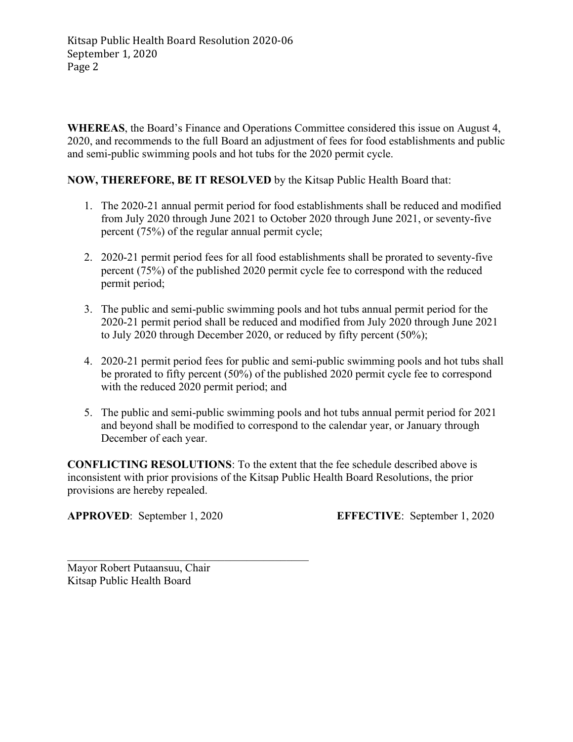**WHEREAS**, the Board's Finance and Operations Committee considered this issue on August 4, 2020, and recommends to the full Board an adjustment of fees for food establishments and public and semi-public swimming pools and hot tubs for the 2020 permit cycle.

**NOW, THEREFORE, BE IT RESOLVED** by the Kitsap Public Health Board that:

1. The 2020-21 annual permit period for food establishments shall be reduced and modified from July 2020 through June 2021 to October 2020 through June 2021, or seventy-five percent (75%) of the regular annual permit cycle;
2. 2020-21 permit period fees for all food establishments shall be prorated to seventy-five percent (75%) of the published 2020 permit cycle fee to correspond with the reduced permit period;
3. The public and semi-public swimming pools and hot tubs annual permit period for the 2020-21 permit period shall be reduced and modified from July 2020 through June 2021 to July 2020 through December 2020, or reduced by fifty percent (50%);
4. 2020-21 permit period fees for public and semi-public swimming pools and hot tubs shall be prorated to fifty percent (50%) of the published 2020 permit cycle fee to correspond with the reduced 2020 permit period; and
5. The public and semi-public swimming pools and hot tubs annual permit period for 2021 and beyond shall be modified to correspond to the calendar year, or January through December of each year.

**CONFLICTING RESOLUTIONS**: To the extent that the fee schedule described above is inconsistent with prior provisions of the Kitsap Public Health Board Resolutions, the prior provisions are hereby repealed.

**APPROVED**: September 1, 2020 **EFFECTIVE**: September 1, 2020

\_\_\_\_\_\_\_\_\_\_\_\_\_\_\_\_\_\_\_\_\_\_\_\_\_\_\_\_\_\_\_\_\_\_\_\_\_\_\_\_\_\_\_\_

Mayor Robert Putaansuu, Chair
Kitsap Public Health Board